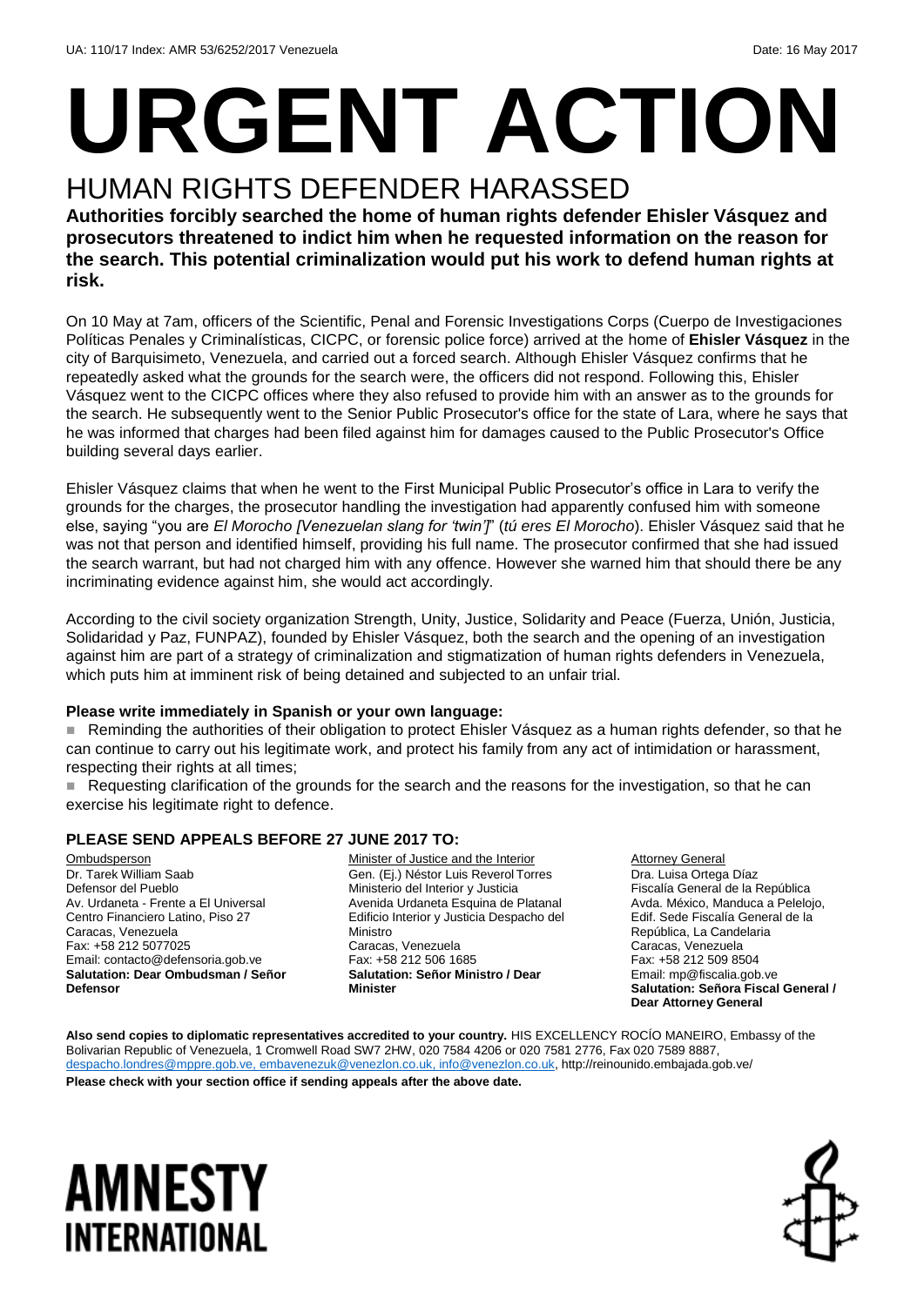UA: 110/17 Index: AMR 53/6252/2017 Venezuela Date: 16 May 2017

# URGENT ACTION

## HUMAN RIGHTS DEFENDER HARASSED

**Authorities forcibly searched the home of human rights defender Ehisler Vásquez and prosecutors threatened to indict him when he requested information on the reason for the search. This potential criminalization would put his work to defend human rights at risk.**

On 10 May at 7am, officers of the Scientific, Penal and Forensic Investigations Corps (Cuerpo de Investigaciones Políticas Penales y Criminalísticas, CICPC, or forensic police force) arrived at the home of **Ehisler Vásquez** in the city of Barquisimeto, Venezuela, and carried out a forced search. Although Ehisler Vásquez confirms that he repeatedly asked what the grounds for the search were, the officers did not respond. Following this, Ehisler Vásquez went to the CICPC offices where they also refused to provide him with an answer as to the grounds for the search. He subsequently went to the Senior Public Prosecutor's office for the state of Lara, where he says that he was informed that charges had been filed against him for damages caused to the Public Prosecutor's Office building several days earlier.

Ehisler Vásquez claims that when he went to the First Municipal Public Prosecutor's office in Lara to verify the grounds for the charges, the prosecutor handling the investigation had apparently confused him with someone else, saying "you are *El Morocho [Venezuelan slang for 'twin']*" (*tú eres El Morocho*). Ehisler Vásquez said that he was not that person and identified himself, providing his full name. The prosecutor confirmed that she had issued the search warrant, but had not charged him with any offence. However she warned him that should there be any incriminating evidence against him, she would act accordingly.

According to the civil society organization Strength, Unity, Justice, Solidarity and Peace (Fuerza, Unión, Justicia, Solidaridad y Paz, FUNPAZ), founded by Ehisler Vásquez, both the search and the opening of an investigation against him are part of a strategy of criminalization and stigmatization of human rights defenders in Venezuela, which puts him at imminent risk of being detained and subjected to an unfair trial.

**Please write immediately in Spanish or your own language:**

- Reminding the authorities of their obligation to protect Ehisler Vásquez as a human rights defender, so that he can continue to carry out his legitimate work, and protect his family from any act of intimidation or harassment, respecting their rights at all times;
- Requesting clarification of the grounds for the search and the reasons for the investigation, so that he can exercise his legitimate right to defence.

**PLEASE SEND APPEALS BEFORE 27 JUNE 2017 TO:**

Ombudsperson
Dr. Tarek William Saab
Defensor del Pueblo
Av. Urdaneta - Frente a El Universal
Centro Financiero Latino, Piso 27
Caracas, Venezuela
Fax: +58 212 5077025
Email: contacto@defensoria.gob.ve
**Salutation: Dear Ombudsman / Señor Defensor**

Minister of Justice and the Interior
Gen. (Ej.) Néstor Luis Reverol Torres
Ministerio del Interior y Justicia
Avenida Urdaneta Esquina de Platanal
Edificio Interior y Justicia Despacho del Ministro
Caracas, Venezuela
Fax: +58 212 506 1685
**Salutation: Señor Ministro / Dear Minister**

Attorney General
Dra. Luisa Ortega Díaz
Fiscalía General de la República
Avda. México, Manduca a Pelelojo,
Edif. Sede Fiscalía General de la República, La Candelaria
Caracas, Venezuela
Fax: +58 212 509 8504
Email: mp@fiscalia.gob.ve
**Salutation: Señora Fiscal General / Dear Attorney General**

**Also send copies to diplomatic representatives accredited to your country.** HIS EXCELLENCY ROCÍO MANEIRO, Embassy of the Bolivarian Republic of Venezuela, 1 Cromwell Road SW7 2HW, 020 7584 4206 or 020 7581 2776, Fax 020 7589 8887, despacho.londres@mppre.gob.ve, embavenezuk@venezlon.co.uk, info@venezlon.co.uk, http://reinounido.embajada.gob.ve/

**Please check with your section office if sending appeals after the above date.**

AMNESTY INTERNATIONAL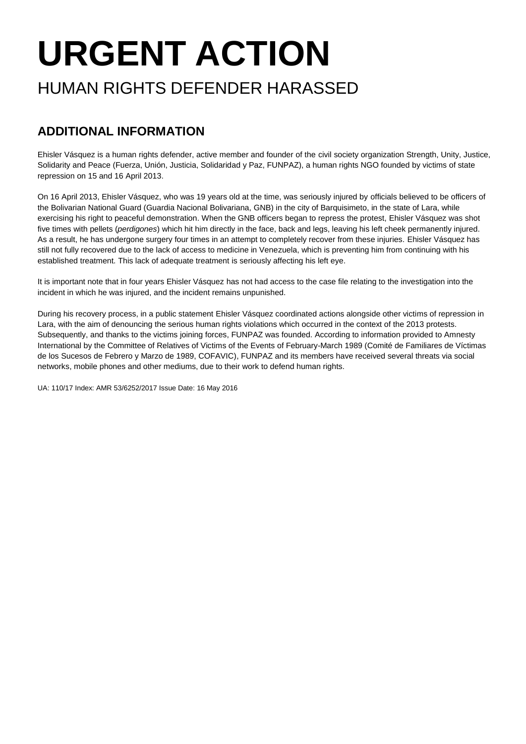# URGENT ACTION

## HUMAN RIGHTS DEFENDER HARASSED

### ADDITIONAL INFORMATION

Ehisler Vásquez is a human rights defender, active member and founder of the civil society organization Strength, Unity, Justice, Solidarity and Peace (Fuerza, Unión, Justicia, Solidaridad y Paz, FUNPAZ), a human rights NGO founded by victims of state repression on 15 and 16 April 2013.

On 16 April 2013, Ehisler Vásquez, who was 19 years old at the time, was seriously injured by officials believed to be officers of the Bolivarian National Guard (Guardia Nacional Bolivariana, GNB) in the city of Barquisimeto, in the state of Lara, while exercising his right to peaceful demonstration. When the GNB officers began to repress the protest, Ehisler Vásquez was shot five times with pellets (*perdigones*) which hit him directly in the face, back and legs, leaving his left cheek permanently injured. As a result, he has undergone surgery four times in an attempt to completely recover from these injuries. Ehisler Vásquez has still not fully recovered due to the lack of access to medicine in Venezuela, which is preventing him from continuing with his established treatment. This lack of adequate treatment is seriously affecting his left eye.

It is important note that in four years Ehisler Vásquez has not had access to the case file relating to the investigation into the incident in which he was injured, and the incident remains unpunished.

During his recovery process, in a public statement Ehisler Vásquez coordinated actions alongside other victims of repression in Lara, with the aim of denouncing the serious human rights violations which occurred in the context of the 2013 protests. Subsequently, and thanks to the victims joining forces, FUNPAZ was founded. According to information provided to Amnesty International by the Committee of Relatives of Victims of the Events of February-March 1989 (Comité de Familiares de Víctimas de los Sucesos de Febrero y Marzo de 1989, COFAVIC), FUNPAZ and its members have received several threats via social networks, mobile phones and other mediums, due to their work to defend human rights.

UA: 110/17 Index: AMR 53/6252/2017 Issue Date: 16 May 2016